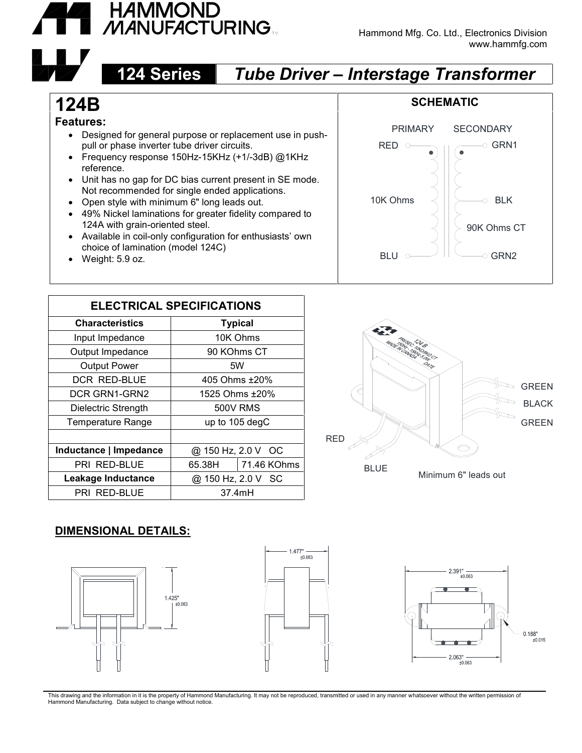Hammond Mfg. Co. Ltd., Electronics Division
www.hammfg.com

# 124 Series — *Tube Driver – Interstage Transformer*

## 124B

**Features:**

- Designed for general purpose or replacement use in push-pull or phase inverter tube driver circuits.
- Frequency response 150Hz-15KHz (+1/-3dB) @1KHz reference.
- Unit has no gap for DC bias current present in SE mode. Not recommended for single ended applications.
- Open style with minimum 6" long leads out.
- 49% Nickel laminations for greater fidelity compared to 124A with grain-oriented steel.
- Available in coil-only configuration for enthusiasts' own choice of lamination (model 124C)
- Weight: 5.9 oz.

### SCHEMATIC

PRIMARY: RED, BLU — 10K Ohms

SECONDARY: GRN1, BLK, GRN2 — 90K Ohms CT

### ELECTRICAL SPECIFICATIONS

| Characteristics | Typical | |
|---|---|---|
| Input Impedance | 10K Ohms | |
| Output Impedance | 90 KOhms CT | |
| Output Power | 5W | |
| DCR RED-BLUE | 405 Ohms ±20% | |
| DCR GRN1-GRN2 | 1525 Ohms ±20% | |
| Dielectric Strength | 500V RMS | |
| Temperature Range | up to 105 degC | |
| | | |
| **Inductance \| Impedance** | @ 150 Hz, 2.0 V OC | |
| PRI RED-BLUE | 65.38H | 71.46 KOhms |
| **Leakage Inductance** | @ 150 Hz, 2.0 V SC | |
| PRI RED-BLUE | 37.4mH | |

124 B PRI/SEC: 10K/90K CT 150Hz - 15KHz 5.0W MADE IN CANADA DATE

GREEN, BLACK, GREEN, RED, BLUE

Minimum 6" leads out

### DIMENSIONAL DETAILS:

1.425" ±0.063

1.477" ±0.063

2.391" ±0.063

0.188" ±0.015

2.063" ±0.063

This drawing and the information in it is the property of Hammond Manufacturing. It may not be reproduced, transmitted or used in any manner whatsoever without the written permission of Hammond Manufacturing. Data subject to change without notice.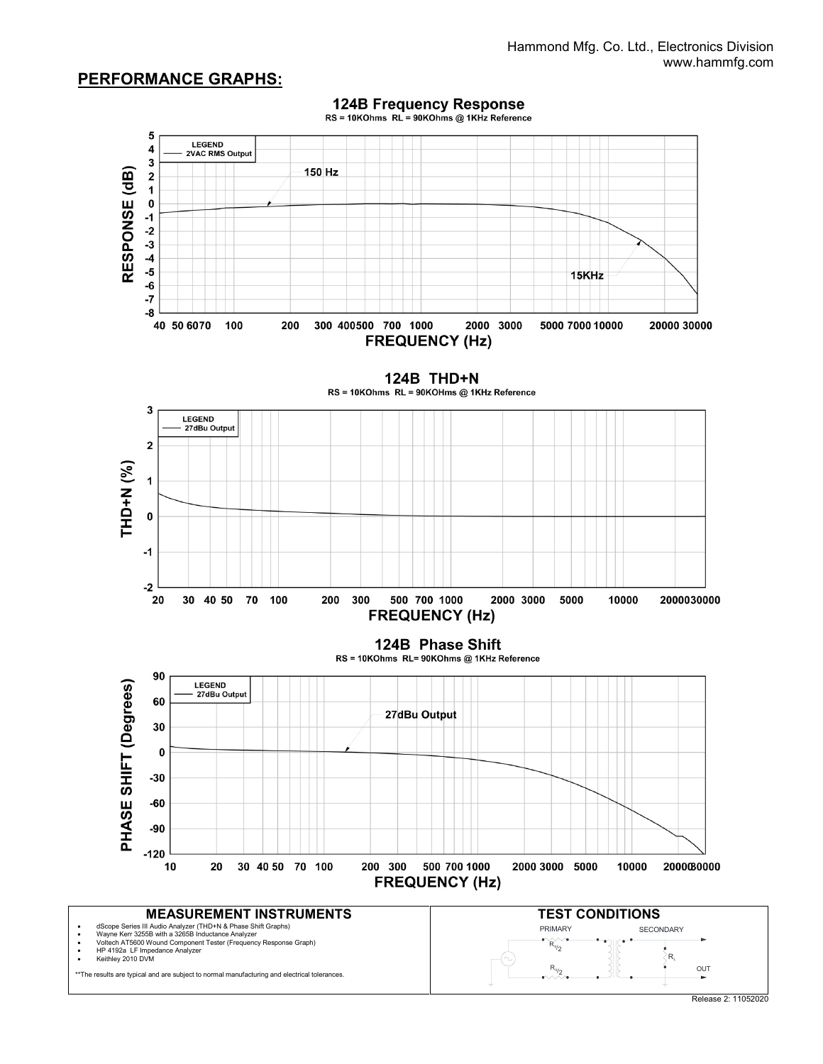## PERFORMANCE GRAPHS:

**124B Frequency Response**
RS = 10KOhms RL = 90KOhms @ 1KHz Reference

LEGEND
2VAC RMS Output

150 Hz

15KHz

RESPONSE (dB)

5
4
3
2
1
0
-1
-2
-3
-4
-5
-6
-7
-8

40 50 6070 100 200 300 400500 700 1000 2000 3000 5000 7000 10000 20000 30000

FREQUENCY (Hz)

**124B THD+N**
RS = 10KOhms RL = 90KOHms @ 1KHz Reference

LEGEND
27dBu Output

THD+N (%)

3
2
1
0
-1
-2

20 30 40 50 70 100 200 300 500 700 1000 2000 3000 5000 10000 2000030000

FREQUENCY (Hz)

**124B Phase Shift**
RS = 10KOhms RL= 90KOhms @ 1KHz Reference

LEGEND
27dBu Output

27dBu Output

PHASE SHIFT (Degrees)

90
60
30
0
-30
-60
-90
-120

10 20 30 40 50 70 100 200 300 500 700 1000 2000 3000 5000 10000 2000030000

FREQUENCY (Hz)

### MEASUREMENT INSTRUMENTS

- dScope Series III Audio Analyzer (THD+N & Phase Shift Graphs)
- Wayne Kerr 3255B with a 3265B Inductance Analyzer
- Voltech AT5600 Wound Component Tester (Frequency Response Graph)
- HP 4192a LF Impedance Analyzer
- Keithley 2010 DVM

**The results are typical and are subject to normal manufacturing and electrical tolerances.

### TEST CONDITIONS

PRIMARY

SECONDARY

$R_s/2$

$R_s/2$

$R_L$

OUT

Release 2: 11052020